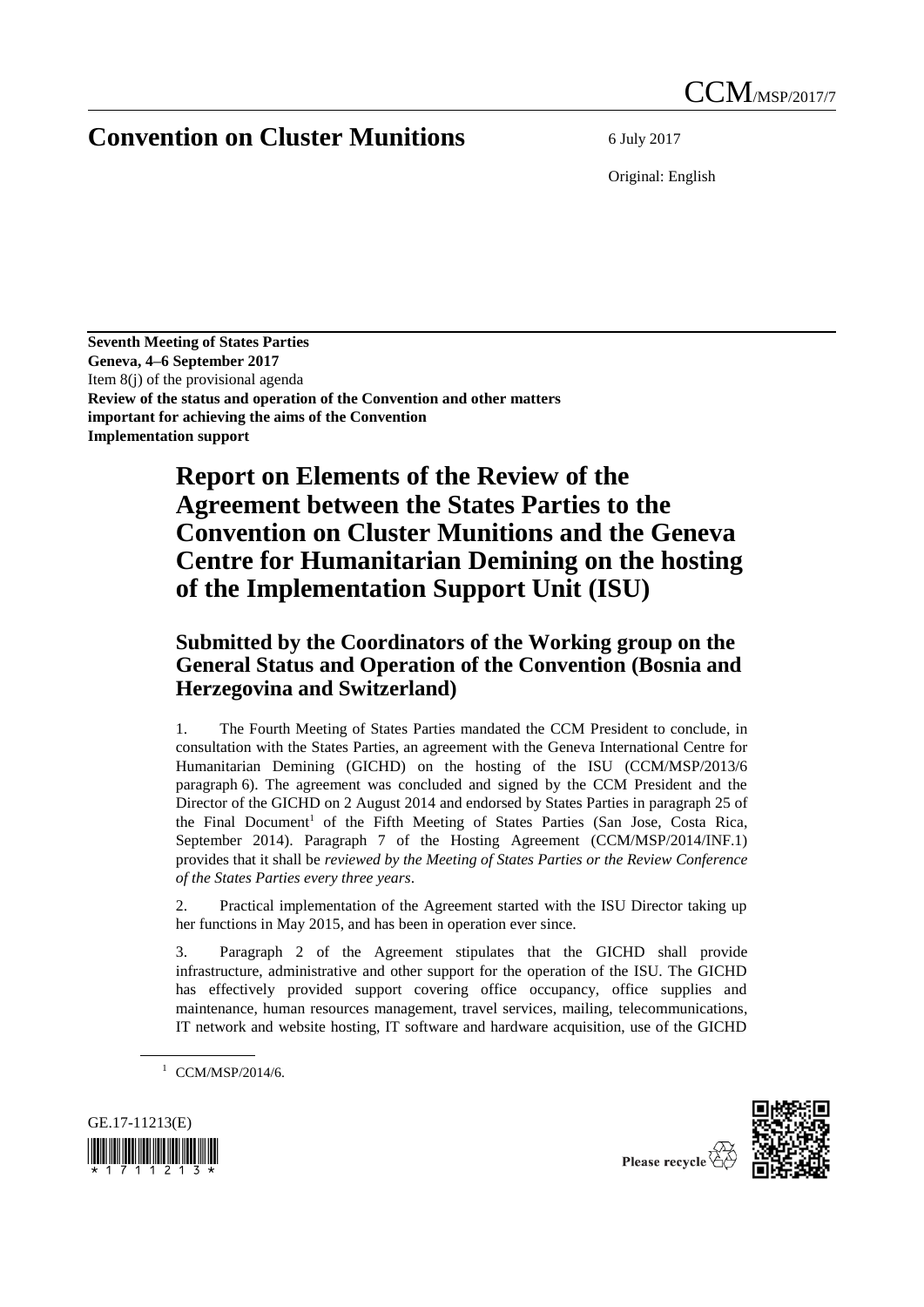# Convention on Cluster Munitions

CCM/MSP/2017/7

6 July 2017

Original: English

**Seventh Meeting of States Parties**
**Geneva, 4–6 September 2017**
Item 8(j) of the provisional agenda
**Review of the status and operation of the Convention and other matters important for achieving the aims of the Convention**
**Implementation support**

## Report on Elements of the Review of the Agreement between the States Parties to the Convention on Cluster Munitions and the Geneva Centre for Humanitarian Demining on the hosting of the Implementation Support Unit (ISU)

### Submitted by the Coordinators of the Working group on the General Status and Operation of the Convention (Bosnia and Herzegovina and Switzerland)

1. The Fourth Meeting of States Parties mandated the CCM President to conclude, in consultation with the States Parties, an agreement with the Geneva International Centre for Humanitarian Demining (GICHD) on the hosting of the ISU (CCM/MSP/2013/6 paragraph 6). The agreement was concluded and signed by the CCM President and the Director of the GICHD on 2 August 2014 and endorsed by States Parties in paragraph 25 of the Final Document[1] of the Fifth Meeting of States Parties (San Jose, Costa Rica, September 2014). Paragraph 7 of the Hosting Agreement (CCM/MSP/2014/INF.1) provides that it shall be *reviewed by the Meeting of States Parties or the Review Conference of the States Parties every three years*.

2. Practical implementation of the Agreement started with the ISU Director taking up her functions in May 2015, and has been in operation ever since.

3. Paragraph 2 of the Agreement stipulates that the GICHD shall provide infrastructure, administrative and other support for the operation of the ISU. The GICHD has effectively provided support covering office occupancy, office supplies and maintenance, human resources management, travel services, mailing, telecommunications, IT network and website hosting, IT software and hardware acquisition, use of the GICHD

[1] CCM/MSP/2014/6.

GE.17-11213(E)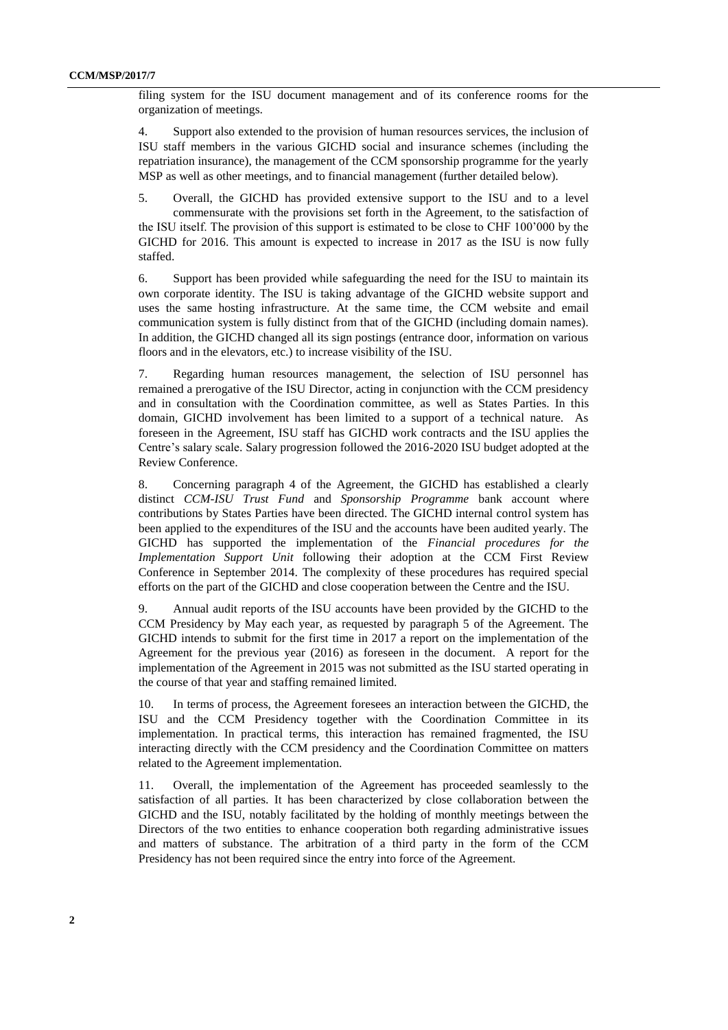filing system for the ISU document management and of its conference rooms for the organization of meetings.

4. Support also extended to the provision of human resources services, the inclusion of ISU staff members in the various GICHD social and insurance schemes (including the repatriation insurance), the management of the CCM sponsorship programme for the yearly MSP as well as other meetings, and to financial management (further detailed below).

5. Overall, the GICHD has provided extensive support to the ISU and to a level commensurate with the provisions set forth in the Agreement, to the satisfaction of the ISU itself. The provision of this support is estimated to be close to CHF 100'000 by the GICHD for 2016. This amount is expected to increase in 2017 as the ISU is now fully staffed.

6. Support has been provided while safeguarding the need for the ISU to maintain its own corporate identity. The ISU is taking advantage of the GICHD website support and uses the same hosting infrastructure. At the same time, the CCM website and email communication system is fully distinct from that of the GICHD (including domain names). In addition, the GICHD changed all its sign postings (entrance door, information on various floors and in the elevators, etc.) to increase visibility of the ISU.

7. Regarding human resources management, the selection of ISU personnel has remained a prerogative of the ISU Director, acting in conjunction with the CCM presidency and in consultation with the Coordination committee, as well as States Parties. In this domain, GICHD involvement has been limited to a support of a technical nature. As foreseen in the Agreement, ISU staff has GICHD work contracts and the ISU applies the Centre's salary scale. Salary progression followed the 2016-2020 ISU budget adopted at the Review Conference.

8. Concerning paragraph 4 of the Agreement, the GICHD has established a clearly distinct *CCM-ISU Trust Fund* and *Sponsorship Programme* bank account where contributions by States Parties have been directed. The GICHD internal control system has been applied to the expenditures of the ISU and the accounts have been audited yearly. The GICHD has supported the implementation of the *Financial procedures for the Implementation Support Unit* following their adoption at the CCM First Review Conference in September 2014. The complexity of these procedures has required special efforts on the part of the GICHD and close cooperation between the Centre and the ISU.

9. Annual audit reports of the ISU accounts have been provided by the GICHD to the CCM Presidency by May each year, as requested by paragraph 5 of the Agreement. The GICHD intends to submit for the first time in 2017 a report on the implementation of the Agreement for the previous year (2016) as foreseen in the document. A report for the implementation of the Agreement in 2015 was not submitted as the ISU started operating in the course of that year and staffing remained limited.

10. In terms of process, the Agreement foresees an interaction between the GICHD, the ISU and the CCM Presidency together with the Coordination Committee in its implementation. In practical terms, this interaction has remained fragmented, the ISU interacting directly with the CCM presidency and the Coordination Committee on matters related to the Agreement implementation.

11. Overall, the implementation of the Agreement has proceeded seamlessly to the satisfaction of all parties. It has been characterized by close collaboration between the GICHD and the ISU, notably facilitated by the holding of monthly meetings between the Directors of the two entities to enhance cooperation both regarding administrative issues and matters of substance. The arbitration of a third party in the form of the CCM Presidency has not been required since the entry into force of the Agreement.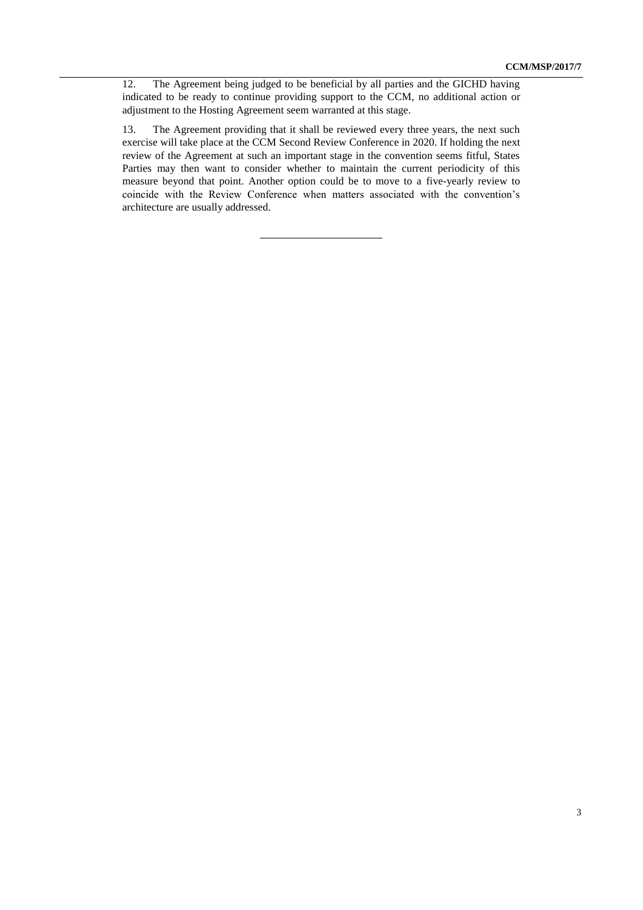12. The Agreement being judged to be beneficial by all parties and the GICHD having indicated to be ready to continue providing support to the CCM, no additional action or adjustment to the Hosting Agreement seem warranted at this stage.

13. The Agreement providing that it shall be reviewed every three years, the next such exercise will take place at the CCM Second Review Conference in 2020. If holding the next review of the Agreement at such an important stage in the convention seems fitful, States Parties may then want to consider whether to maintain the current periodicity of this measure beyond that point. Another option could be to move to a five-yearly review to coincide with the Review Conference when matters associated with the convention's architecture are usually addressed.